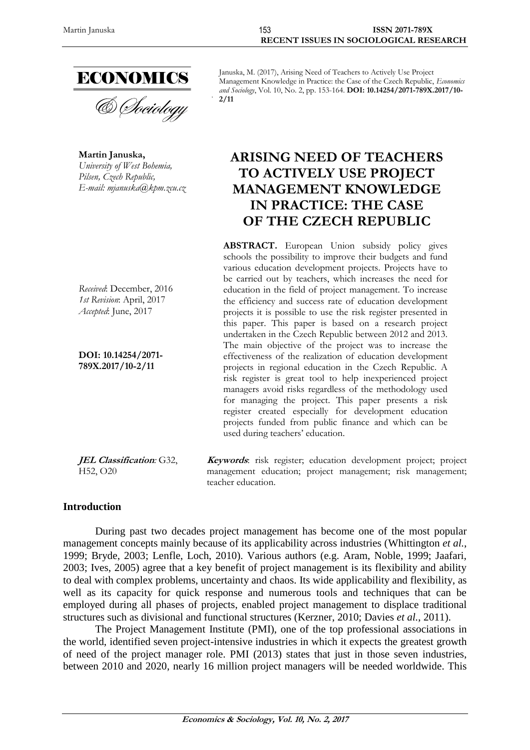Januska, M. (2017), Arising Need of Teachers to Actively Use Project Management Knowledge in Practice: the Case of the Czech Republic, *Economics and Sociology*, Vol. 10, No. 2, pp. 153-164. **DOI: 10.14254/2071-789X.2017/10-2/11**

**Martin Januska,**
*University of West Bohemia,*
*Pilsen, Czech Republic,*
*E-mail: mjanuska@kpm.zcu.cz*

# ARISING NEED OF TEACHERS TO ACTIVELY USE PROJECT MANAGEMENT KNOWLEDGE IN PRACTICE: THE CASE OF THE CZECH REPUBLIC

*Received*: December, 2016
*1st Revision*: April, 2017
*Accepted*: June, 2017

**DOI: 10.14254/2071-789X.2017/10-2/11**

**ABSTRACT.** European Union subsidy policy gives schools the possibility to improve their budgets and fund various education development projects. Projects have to be carried out by teachers, which increases the need for education in the field of project management. To increase the efficiency and success rate of education development projects it is possible to use the risk register presented in this paper. This paper is based on a research project undertaken in the Czech Republic between 2012 and 2013. The main objective of the project was to increase the effectiveness of the realization of education development projects in regional education in the Czech Republic. A risk register is great tool to help inexperienced project managers avoid risks regardless of the methodology used for managing the project. This paper presents a risk register created especially for development education projects funded from public finance and which can be used during teachers' education.

***JEL Classification**:* G32, H52, O20

***Keywords***: risk register; education development project; project management education; project management; risk management; teacher education.

## Introduction

During past two decades project management has become one of the most popular management concepts mainly because of its applicability across industries (Whittington *et al.*, 1999; Bryde, 2003; Lenfle, Loch, 2010). Various authors (e.g. Aram, Noble, 1999; Jaafari, 2003; Ives, 2005) agree that a key benefit of project management is its flexibility and ability to deal with complex problems, uncertainty and chaos. Its wide applicability and flexibility, as well as its capacity for quick response and numerous tools and techniques that can be employed during all phases of projects, enabled project management to displace traditional structures such as divisional and functional structures (Kerzner, 2010; Davies *et al.*, 2011).

The Project Management Institute (PMI), one of the top professional associations in the world, identified seven project-intensive industries in which it expects the greatest growth of need of the project manager role. PMI (2013) states that just in those seven industries, between 2010 and 2020, nearly 16 million project managers will be needed worldwide. This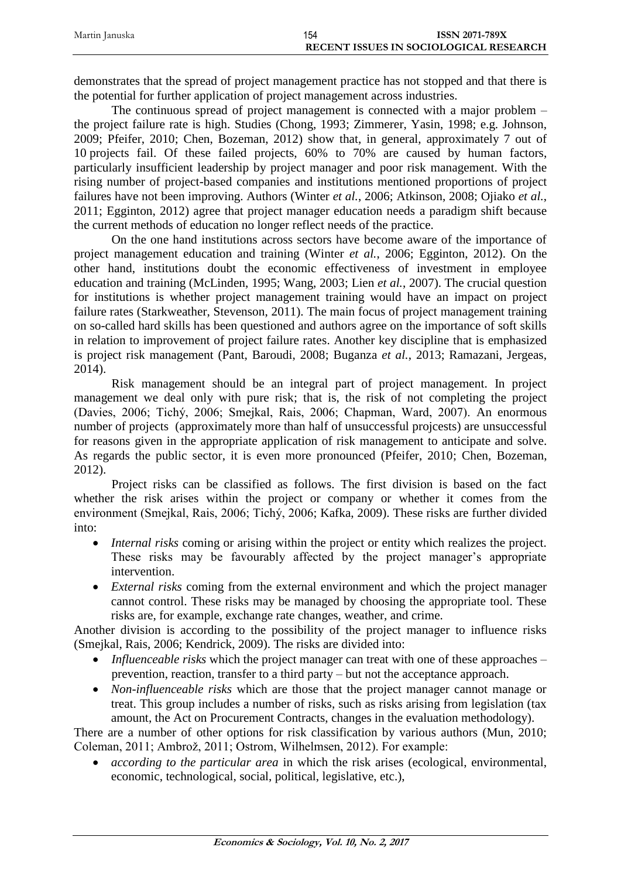demonstrates that the spread of project management practice has not stopped and that there is the potential for further application of project management across industries.

The continuous spread of project management is connected with a major problem – the project failure rate is high. Studies (Chong, 1993; Zimmerer, Yasin, 1998; e.g. Johnson, 2009; Pfeifer, 2010; Chen, Bozeman, 2012) show that, in general, approximately 7 out of 10 projects fail. Of these failed projects, 60% to 70% are caused by human factors, particularly insufficient leadership by project manager and poor risk management. With the rising number of project-based companies and institutions mentioned proportions of project failures have not been improving. Authors (Winter *et al.*, 2006; Atkinson, 2008; Ojiako *et al.*, 2011; Egginton, 2012) agree that project manager education needs a paradigm shift because the current methods of education no longer reflect needs of the practice.

On the one hand institutions across sectors have become aware of the importance of project management education and training (Winter *et al.*, 2006; Egginton, 2012). On the other hand, institutions doubt the economic effectiveness of investment in employee education and training (McLinden, 1995; Wang, 2003; Lien *et al.*, 2007). The crucial question for institutions is whether project management training would have an impact on project failure rates (Starkweather, Stevenson, 2011). The main focus of project management training on so-called hard skills has been questioned and authors agree on the importance of soft skills in relation to improvement of project failure rates. Another key discipline that is emphasized is project risk management (Pant, Baroudi, 2008; Buganza *et al.*, 2013; Ramazani, Jergeas, 2014).

Risk management should be an integral part of project management. In project management we deal only with pure risk; that is, the risk of not completing the project (Davies, 2006; Tichý, 2006; Smejkal, Rais, 2006; Chapman, Ward, 2007). An enormous number of projects (approximately more than half of unsuccessful projcests) are unsuccessful for reasons given in the appropriate application of risk management to anticipate and solve. As regards the public sector, it is even more pronounced (Pfeifer, 2010; Chen, Bozeman, 2012).

Project risks can be classified as follows. The first division is based on the fact whether the risk arises within the project or company or whether it comes from the environment (Smejkal, Rais, 2006; Tichý, 2006; Kafka, 2009). These risks are further divided into:

- *Internal risks* coming or arising within the project or entity which realizes the project. These risks may be favourably affected by the project manager's appropriate intervention.
- *External risks* coming from the external environment and which the project manager cannot control. These risks may be managed by choosing the appropriate tool. These risks are, for example, exchange rate changes, weather, and crime.

Another division is according to the possibility of the project manager to influence risks (Smejkal, Rais, 2006; Kendrick, 2009). The risks are divided into:

- *Influenceable risks* which the project manager can treat with one of these approaches – prevention, reaction, transfer to a third party – but not the acceptance approach.
- *Non-influenceable risks* which are those that the project manager cannot manage or treat. This group includes a number of risks, such as risks arising from legislation (tax amount, the Act on Procurement Contracts, changes in the evaluation methodology).

There are a number of other options for risk classification by various authors (Mun, 2010; Coleman, 2011; Ambrož, 2011; Ostrom, Wilhelmsen, 2012). For example:

- *according to the particular area* in which the risk arises (ecological, environmental, economic, technological, social, political, legislative, etc.),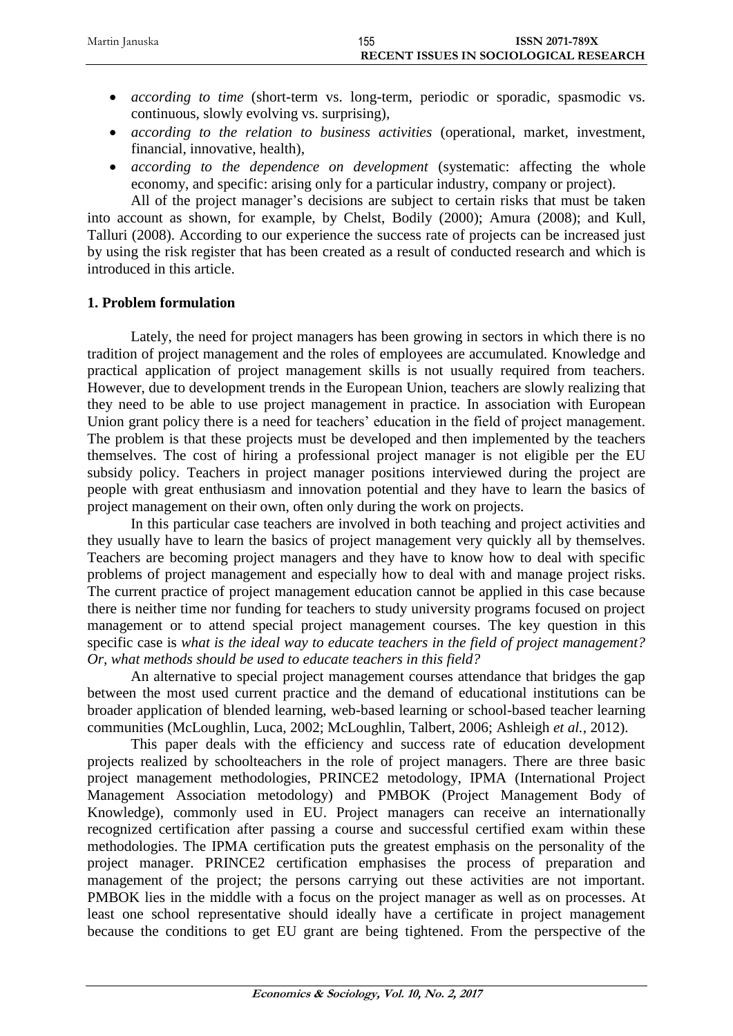- *according to time* (short-term vs. long-term, periodic or sporadic, spasmodic vs. continuous, slowly evolving vs. surprising),
- *according to the relation to business activities* (operational, market, investment, financial, innovative, health),
- *according to the dependence on development* (systematic: affecting the whole economy, and specific: arising only for a particular industry, company or project).

All of the project manager's decisions are subject to certain risks that must be taken into account as shown, for example, by Chelst, Bodily (2000); Amura (2008); and Kull, Talluri (2008). According to our experience the success rate of projects can be increased just by using the risk register that has been created as a result of conducted research and which is introduced in this article.

## 1. Problem formulation

Lately, the need for project managers has been growing in sectors in which there is no tradition of project management and the roles of employees are accumulated. Knowledge and practical application of project management skills is not usually required from teachers. However, due to development trends in the European Union, teachers are slowly realizing that they need to be able to use project management in practice. In association with European Union grant policy there is a need for teachers' education in the field of project management. The problem is that these projects must be developed and then implemented by the teachers themselves. The cost of hiring a professional project manager is not eligible per the EU subsidy policy. Teachers in project manager positions interviewed during the project are people with great enthusiasm and innovation potential and they have to learn the basics of project management on their own, often only during the work on projects.

In this particular case teachers are involved in both teaching and project activities and they usually have to learn the basics of project management very quickly all by themselves. Teachers are becoming project managers and they have to know how to deal with specific problems of project management and especially how to deal with and manage project risks. The current practice of project management education cannot be applied in this case because there is neither time nor funding for teachers to study university programs focused on project management or to attend special project management courses. The key question in this specific case is *what is the ideal way to educate teachers in the field of project management? Or, what methods should be used to educate teachers in this field?*

An alternative to special project management courses attendance that bridges the gap between the most used current practice and the demand of educational institutions can be broader application of blended learning, web-based learning or school-based teacher learning communities (McLoughlin, Luca, 2002; McLoughlin, Talbert, 2006; Ashleigh *et al.*, 2012).

This paper deals with the efficiency and success rate of education development projects realized by schoolteachers in the role of project managers. There are three basic project management methodologies, PRINCE2 metodology, IPMA (International Project Management Association metodology) and PMBOK (Project Management Body of Knowledge), commonly used in EU. Project managers can receive an internationally recognized certification after passing a course and successful certified exam within these methodologies. The IPMA certification puts the greatest emphasis on the personality of the project manager. PRINCE2 certification emphasises the process of preparation and management of the project; the persons carrying out these activities are not important. PMBOK lies in the middle with a focus on the project manager as well as on processes. At least one school representative should ideally have a certificate in project management because the conditions to get EU grant are being tightened. From the perspective of the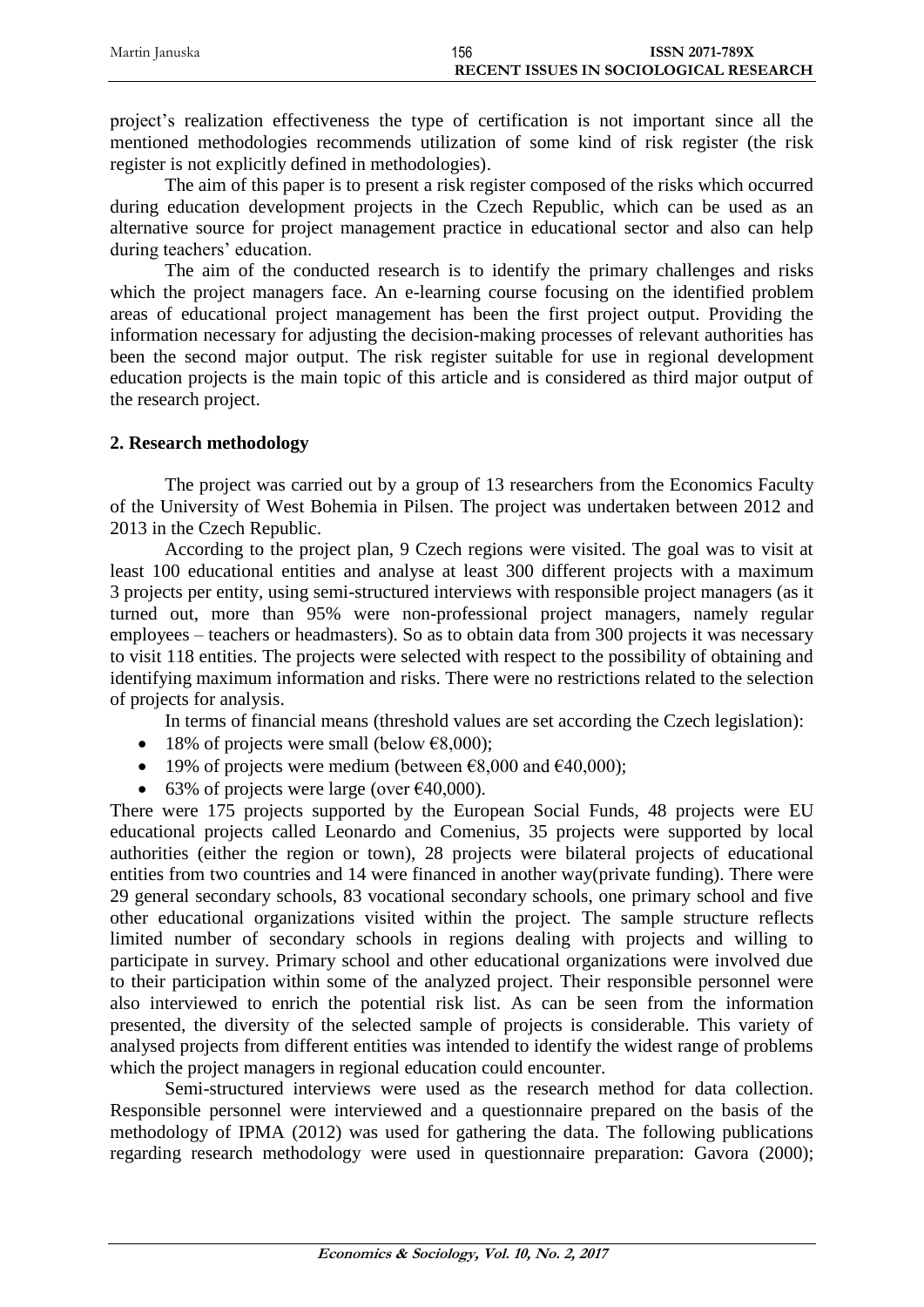project's realization effectiveness the type of certification is not important since all the mentioned methodologies recommends utilization of some kind of risk register (the risk register is not explicitly defined in methodologies).

The aim of this paper is to present a risk register composed of the risks which occurred during education development projects in the Czech Republic, which can be used as an alternative source for project management practice in educational sector and also can help during teachers' education.

The aim of the conducted research is to identify the primary challenges and risks which the project managers face. An e-learning course focusing on the identified problem areas of educational project management has been the first project output. Providing the information necessary for adjusting the decision-making processes of relevant authorities has been the second major output. The risk register suitable for use in regional development education projects is the main topic of this article and is considered as third major output of the research project.

## 2. Research methodology

The project was carried out by a group of 13 researchers from the Economics Faculty of the University of West Bohemia in Pilsen. The project was undertaken between 2012 and 2013 in the Czech Republic.

According to the project plan, 9 Czech regions were visited. The goal was to visit at least 100 educational entities and analyse at least 300 different projects with a maximum 3 projects per entity, using semi-structured interviews with responsible project managers (as it turned out, more than 95% were non-professional project managers, namely regular employees – teachers or headmasters). So as to obtain data from 300 projects it was necessary to visit 118 entities. The projects were selected with respect to the possibility of obtaining and identifying maximum information and risks. There were no restrictions related to the selection of projects for analysis.

In terms of financial means (threshold values are set according the Czech legislation):

- 18% of projects were small (below €8,000);
- 19% of projects were medium (between €8,000 and €40,000);
- 63% of projects were large (over €40,000).

There were 175 projects supported by the European Social Funds, 48 projects were EU educational projects called Leonardo and Comenius, 35 projects were supported by local authorities (either the region or town), 28 projects were bilateral projects of educational entities from two countries and 14 were financed in another way(private funding). There were 29 general secondary schools, 83 vocational secondary schools, one primary school and five other educational organizations visited within the project. The sample structure reflects limited number of secondary schools in regions dealing with projects and willing to participate in survey. Primary school and other educational organizations were involved due to their participation within some of the analyzed project. Their responsible personnel were also interviewed to enrich the potential risk list. As can be seen from the information presented, the diversity of the selected sample of projects is considerable. This variety of analysed projects from different entities was intended to identify the widest range of problems which the project managers in regional education could encounter.

Semi-structured interviews were used as the research method for data collection. Responsible personnel were interviewed and a questionnaire prepared on the basis of the methodology of IPMA (2012) was used for gathering the data. The following publications regarding research methodology were used in questionnaire preparation: Gavora (2000);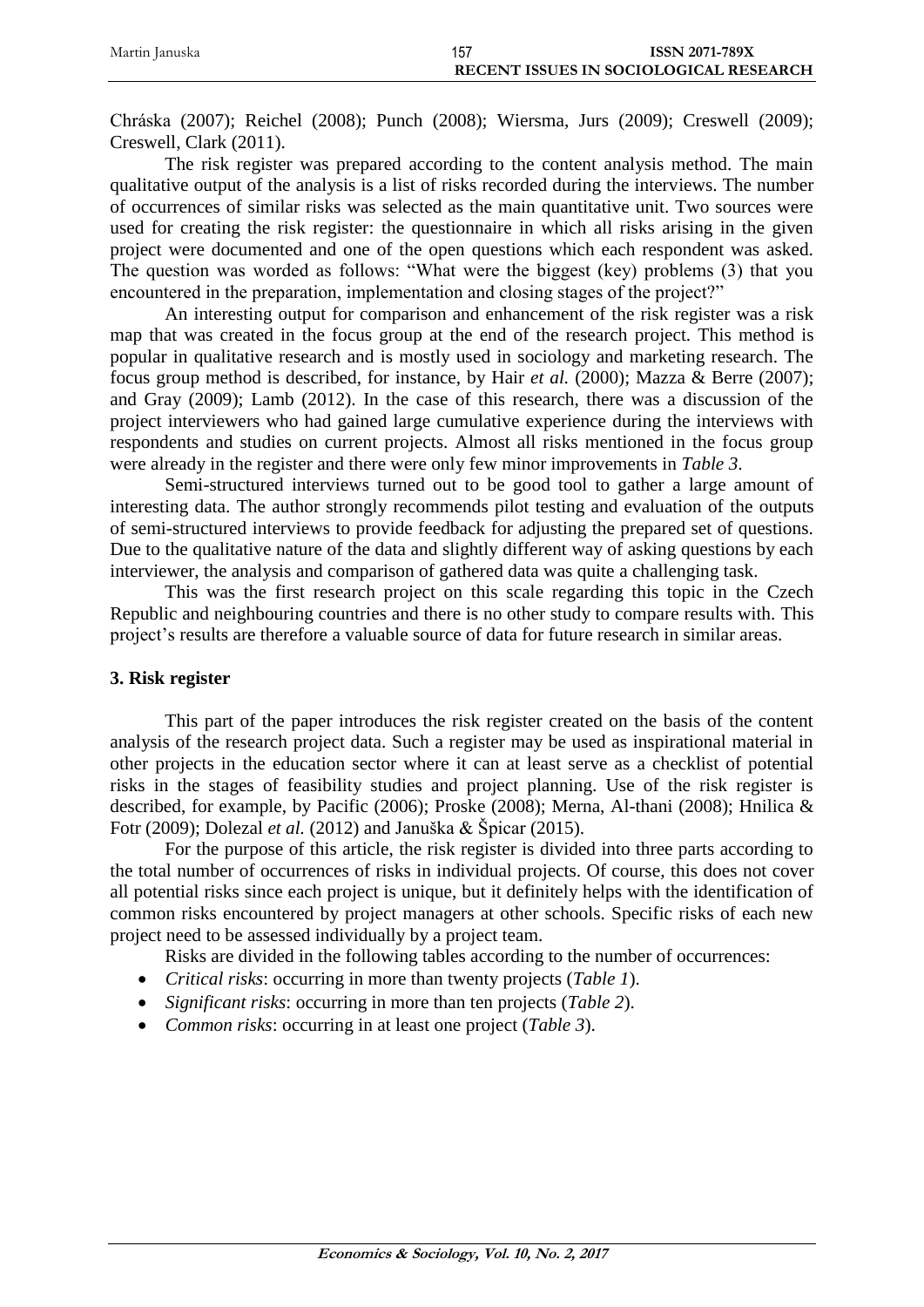Chráska (2007); Reichel (2008); Punch (2008); Wiersma, Jurs (2009); Creswell (2009); Creswell, Clark (2011).

The risk register was prepared according to the content analysis method. The main qualitative output of the analysis is a list of risks recorded during the interviews. The number of occurrences of similar risks was selected as the main quantitative unit. Two sources were used for creating the risk register: the questionnaire in which all risks arising in the given project were documented and one of the open questions which each respondent was asked. The question was worded as follows: "What were the biggest (key) problems (3) that you encountered in the preparation, implementation and closing stages of the project?"

An interesting output for comparison and enhancement of the risk register was a risk map that was created in the focus group at the end of the research project. This method is popular in qualitative research and is mostly used in sociology and marketing research. The focus group method is described, for instance, by Hair *et al.* (2000); Mazza & Berre (2007); and Gray (2009); Lamb (2012). In the case of this research, there was a discussion of the project interviewers who had gained large cumulative experience during the interviews with respondents and studies on current projects. Almost all risks mentioned in the focus group were already in the register and there were only few minor improvements in *Table 3*.

Semi-structured interviews turned out to be good tool to gather a large amount of interesting data. The author strongly recommends pilot testing and evaluation of the outputs of semi-structured interviews to provide feedback for adjusting the prepared set of questions. Due to the qualitative nature of the data and slightly different way of asking questions by each interviewer, the analysis and comparison of gathered data was quite a challenging task.

This was the first research project on this scale regarding this topic in the Czech Republic and neighbouring countries and there is no other study to compare results with. This project's results are therefore a valuable source of data for future research in similar areas.

## 3. Risk register

This part of the paper introduces the risk register created on the basis of the content analysis of the research project data. Such a register may be used as inspirational material in other projects in the education sector where it can at least serve as a checklist of potential risks in the stages of feasibility studies and project planning. Use of the risk register is described, for example, by Pacific (2006); Proske (2008); Merna, Al-thani (2008); Hnilica & Fotr (2009); Dolezal *et al.* (2012) and Januška & Špicar (2015).

For the purpose of this article, the risk register is divided into three parts according to the total number of occurrences of risks in individual projects. Of course, this does not cover all potential risks since each project is unique, but it definitely helps with the identification of common risks encountered by project managers at other schools. Specific risks of each new project need to be assessed individually by a project team.

Risks are divided in the following tables according to the number of occurrences:

- *Critical risks*: occurring in more than twenty projects (*Table 1*).
- *Significant risks*: occurring in more than ten projects (*Table 2*).
- *Common risks*: occurring in at least one project (*Table 3*).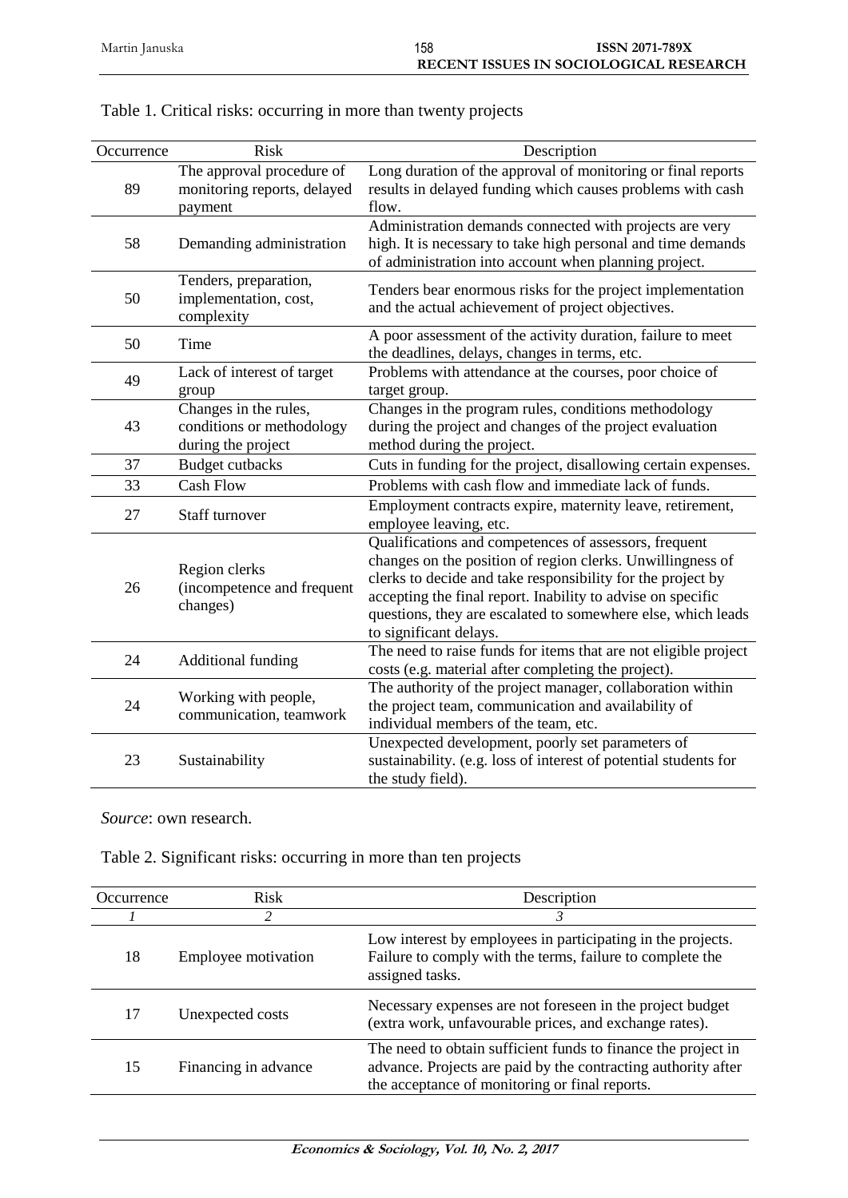Table 1. Critical risks: occurring in more than twenty projects

| Occurrence | Risk | Description |
|---|---|---|
| 89 | The approval procedure of monitoring reports, delayed payment | Long duration of the approval of monitoring or final reports results in delayed funding which causes problems with cash flow. |
| 58 | Demanding administration | Administration demands connected with projects are very high. It is necessary to take high personal and time demands of administration into account when planning project. |
| 50 | Tenders, preparation, implementation, cost, complexity | Tenders bear enormous risks for the project implementation and the actual achievement of project objectives. |
| 50 | Time | A poor assessment of the activity duration, failure to meet the deadlines, delays, changes in terms, etc. |
| 49 | Lack of interest of target group | Problems with attendance at the courses, poor choice of target group. |
| 43 | Changes in the rules, conditions or methodology during the project | Changes in the program rules, conditions methodology during the project and changes of the project evaluation method during the project. |
| 37 | Budget cutbacks | Cuts in funding for the project, disallowing certain expenses. |
| 33 | Cash Flow | Problems with cash flow and immediate lack of funds. |
| 27 | Staff turnover | Employment contracts expire, maternity leave, retirement, employee leaving, etc. |
| 26 | Region clerks (incompetence and frequent changes) | Qualifications and competences of assessors, frequent changes on the position of region clerks. Unwillingness of clerks to decide and take responsibility for the project by accepting the final report. Inability to advise on specific questions, they are escalated to somewhere else, which leads to significant delays. |
| 24 | Additional funding | The need to raise funds for items that are not eligible project costs (e.g. material after completing the project). |
| 24 | Working with people, communication, teamwork | The authority of the project manager, collaboration within the project team, communication and availability of individual members of the team, etc. |
| 23 | Sustainability | Unexpected development, poorly set parameters of sustainability. (e.g. loss of interest of potential students for the study field). |

*Source*: own research.

Table 2. Significant risks: occurring in more than ten projects

| Occurrence | Risk | Description |
|---|---|---|
| *1* | *2* | *3* |
| 18 | Employee motivation | Low interest by employees in participating in the projects. Failure to comply with the terms, failure to complete the assigned tasks. |
| 17 | Unexpected costs | Necessary expenses are not foreseen in the project budget (extra work, unfavourable prices, and exchange rates). |
| 15 | Financing in advance | The need to obtain sufficient funds to finance the project in advance. Projects are paid by the contracting authority after the acceptance of monitoring or final reports. |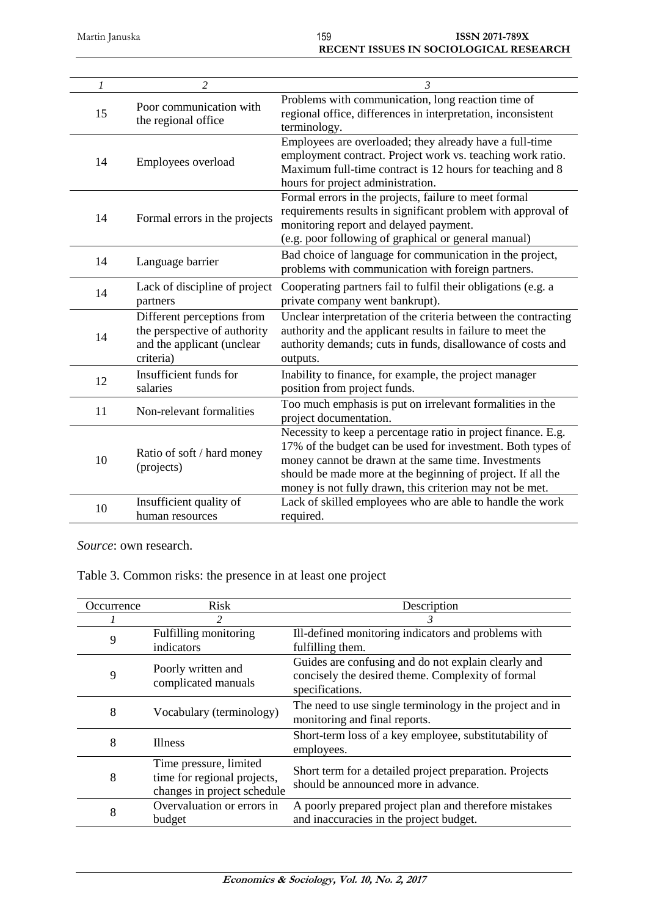| 1 | 2 | 3 |
|---|---|---|
| 15 | Poor communication with the regional office | Problems with communication, long reaction time of regional office, differences in interpretation, inconsistent terminology. |
| 14 | Employees overload | Employees are overloaded; they already have a full-time employment contract. Project work vs. teaching work ratio. Maximum full-time contract is 12 hours for teaching and 8 hours for project administration. |
| 14 | Formal errors in the projects | Formal errors in the projects, failure to meet formal requirements results in significant problem with approval of monitoring report and delayed payment. (e.g. poor following of graphical or general manual) |
| 14 | Language barrier | Bad choice of language for communication in the project, problems with communication with foreign partners. |
| 14 | Lack of discipline of project partners | Cooperating partners fail to fulfil their obligations (e.g. a private company went bankrupt). |
| 14 | Different perceptions from the perspective of authority and the applicant (unclear criteria) | Unclear interpretation of the criteria between the contracting authority and the applicant results in failure to meet the authority demands; cuts in funds, disallowance of costs and outputs. |
| 12 | Insufficient funds for salaries | Inability to finance, for example, the project manager position from project funds. |
| 11 | Non-relevant formalities | Too much emphasis is put on irrelevant formalities in the project documentation. |
| 10 | Ratio of soft / hard money (projects) | Necessity to keep a percentage ratio in project finance. E.g. 17% of the budget can be used for investment. Both types of money cannot be drawn at the same time. Investments should be made more at the beginning of project. If all the money is not fully drawn, this criterion may not be met. |
| 10 | Insufficient quality of human resources | Lack of skilled employees who are able to handle the work required. |

*Source*: own research.

Table 3. Common risks: the presence in at least one project

| Occurrence | Risk | Description |
|---|---|---|
| *1* | *2* | *3* |
| 9 | Fulfilling monitoring indicators | Ill-defined monitoring indicators and problems with fulfilling them. |
| 9 | Poorly written and complicated manuals | Guides are confusing and do not explain clearly and concisely the desired theme. Complexity of formal specifications. |
| 8 | Vocabulary (terminology) | The need to use single terminology in the project and in monitoring and final reports. |
| 8 | Illness | Short-term loss of a key employee, substitutability of employees. |
| 8 | Time pressure, limited time for regional projects, changes in project schedule | Short term for a detailed project preparation. Projects should be announced more in advance. |
| 8 | Overvaluation or errors in budget | A poorly prepared project plan and therefore mistakes and inaccuracies in the project budget. |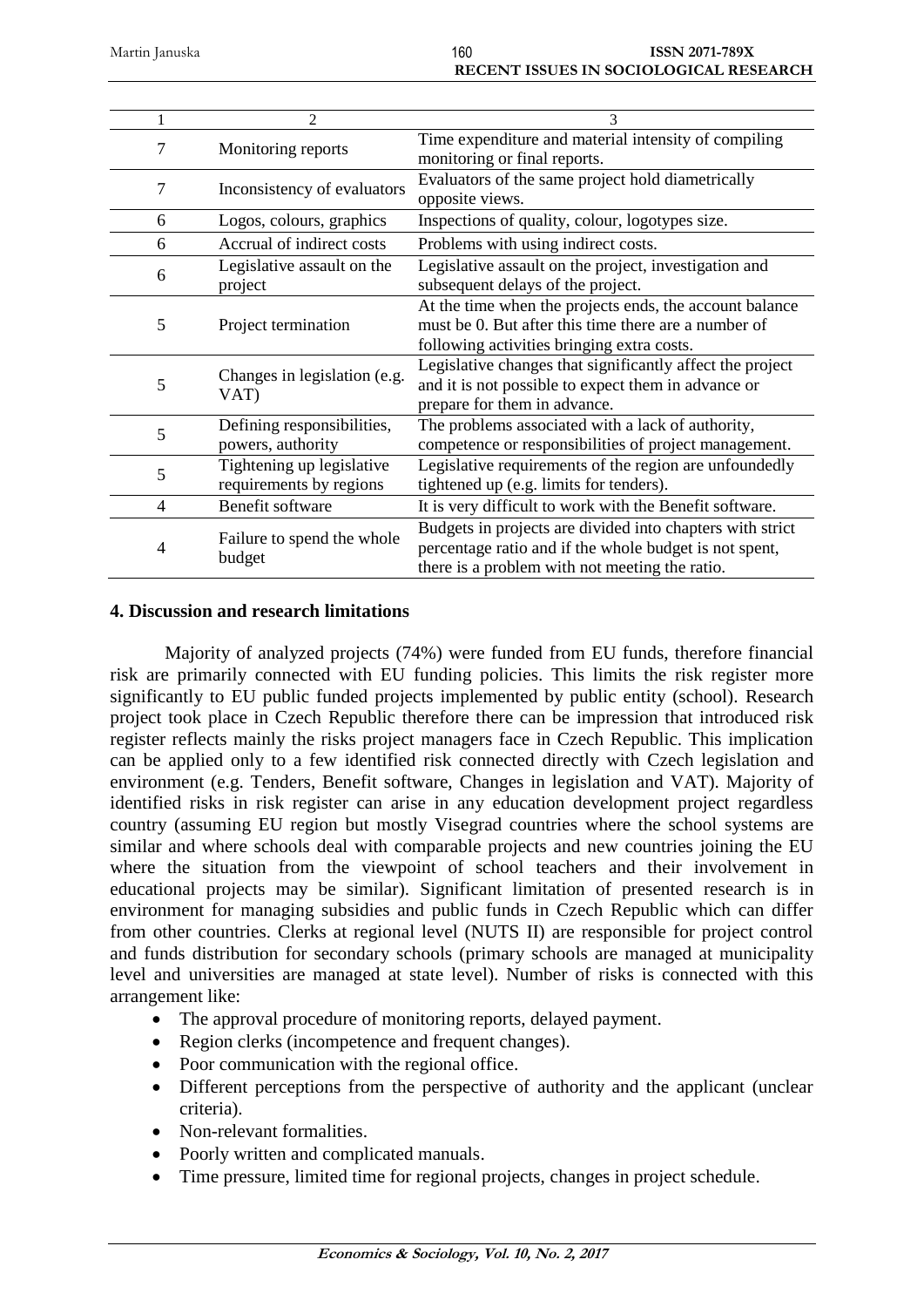| 1 | 2 | 3 |
|---|---|---|
| 7 | Monitoring reports | Time expenditure and material intensity of compiling monitoring or final reports. |
| 7 | Inconsistency of evaluators | Evaluators of the same project hold diametrically opposite views. |
| 6 | Logos, colours, graphics | Inspections of quality, colour, logotypes size. |
| 6 | Accrual of indirect costs | Problems with using indirect costs. |
| 6 | Legislative assault on the project | Legislative assault on the project, investigation and subsequent delays of the project. |
| 5 | Project termination | At the time when the projects ends, the account balance must be 0. But after this time there are a number of following activities bringing extra costs. |
| 5 | Changes in legislation (e.g. VAT) | Legislative changes that significantly affect the project and it is not possible to expect them in advance or prepare for them in advance. |
| 5 | Defining responsibilities, powers, authority | The problems associated with a lack of authority, competence or responsibilities of project management. |
| 5 | Tightening up legislative requirements by regions | Legislative requirements of the region are unfoundedly tightened up (e.g. limits for tenders). |
| 4 | Benefit software | It is very difficult to work with the Benefit software. |
| 4 | Failure to spend the whole budget | Budgets in projects are divided into chapters with strict percentage ratio and if the whole budget is not spent, there is a problem with not meeting the ratio. |

## 4. Discussion and research limitations

Majority of analyzed projects (74%) were funded from EU funds, therefore financial risk are primarily connected with EU funding policies. This limits the risk register more significantly to EU public funded projects implemented by public entity (school). Research project took place in Czech Republic therefore there can be impression that introduced risk register reflects mainly the risks project managers face in Czech Republic. This implication can be applied only to a few identified risk connected directly with Czech legislation and environment (e.g. Tenders, Benefit software, Changes in legislation and VAT). Majority of identified risks in risk register can arise in any education development project regardless country (assuming EU region but mostly Visegrad countries where the school systems are similar and where schools deal with comparable projects and new countries joining the EU where the situation from the viewpoint of school teachers and their involvement in educational projects may be similar). Significant limitation of presented research is in environment for managing subsidies and public funds in Czech Republic which can differ from other countries. Clerks at regional level (NUTS II) are responsible for project control and funds distribution for secondary schools (primary schools are managed at municipality level and universities are managed at state level). Number of risks is connected with this arrangement like:

- The approval procedure of monitoring reports, delayed payment.
- Region clerks (incompetence and frequent changes).
- Poor communication with the regional office.
- Different perceptions from the perspective of authority and the applicant (unclear criteria).
- Non-relevant formalities.
- Poorly written and complicated manuals.
- Time pressure, limited time for regional projects, changes in project schedule.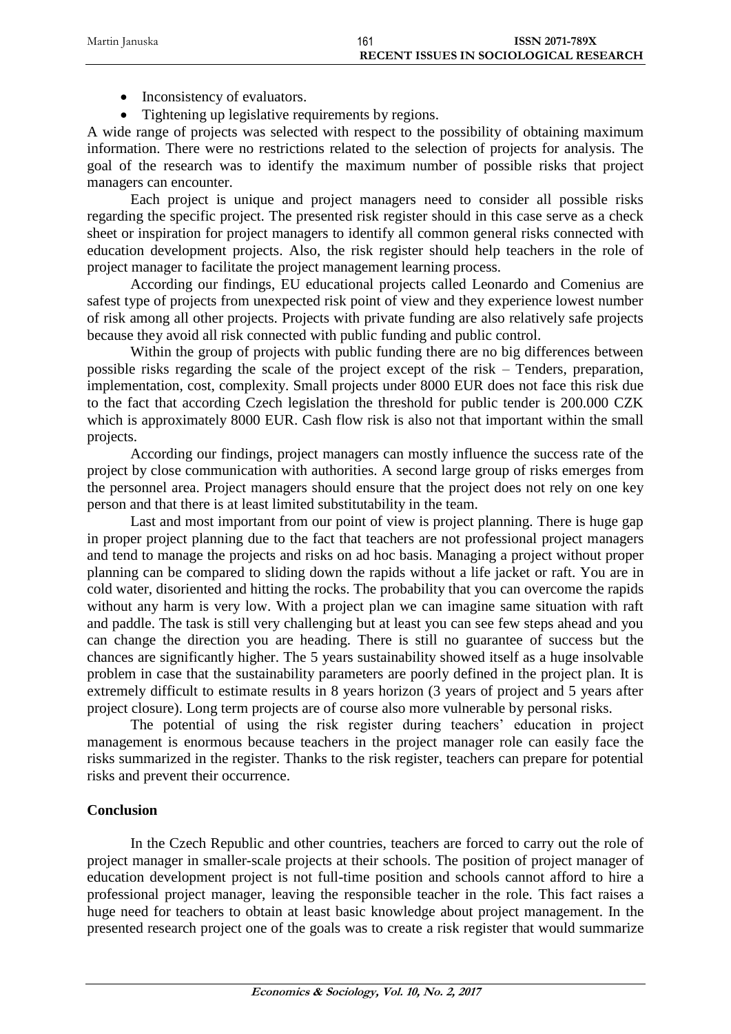- Inconsistency of evaluators.
- Tightening up legislative requirements by regions.

A wide range of projects was selected with respect to the possibility of obtaining maximum information. There were no restrictions related to the selection of projects for analysis. The goal of the research was to identify the maximum number of possible risks that project managers can encounter.

Each project is unique and project managers need to consider all possible risks regarding the specific project. The presented risk register should in this case serve as a check sheet or inspiration for project managers to identify all common general risks connected with education development projects. Also, the risk register should help teachers in the role of project manager to facilitate the project management learning process.

According our findings, EU educational projects called Leonardo and Comenius are safest type of projects from unexpected risk point of view and they experience lowest number of risk among all other projects. Projects with private funding are also relatively safe projects because they avoid all risk connected with public funding and public control.

Within the group of projects with public funding there are no big differences between possible risks regarding the scale of the project except of the risk – Tenders, preparation, implementation, cost, complexity. Small projects under 8000 EUR does not face this risk due to the fact that according Czech legislation the threshold for public tender is 200.000 CZK which is approximately 8000 EUR. Cash flow risk is also not that important within the small projects.

According our findings, project managers can mostly influence the success rate of the project by close communication with authorities. A second large group of risks emerges from the personnel area. Project managers should ensure that the project does not rely on one key person and that there is at least limited substitutability in the team.

Last and most important from our point of view is project planning. There is huge gap in proper project planning due to the fact that teachers are not professional project managers and tend to manage the projects and risks on ad hoc basis. Managing a project without proper planning can be compared to sliding down the rapids without a life jacket or raft. You are in cold water, disoriented and hitting the rocks. The probability that you can overcome the rapids without any harm is very low. With a project plan we can imagine same situation with raft and paddle. The task is still very challenging but at least you can see few steps ahead and you can change the direction you are heading. There is still no guarantee of success but the chances are significantly higher. The 5 years sustainability showed itself as a huge insolvable problem in case that the sustainability parameters are poorly defined in the project plan. It is extremely difficult to estimate results in 8 years horizon (3 years of project and 5 years after project closure). Long term projects are of course also more vulnerable by personal risks.

The potential of using the risk register during teachers' education in project management is enormous because teachers in the project manager role can easily face the risks summarized in the register. Thanks to the risk register, teachers can prepare for potential risks and prevent their occurrence.

## Conclusion

In the Czech Republic and other countries, teachers are forced to carry out the role of project manager in smaller-scale projects at their schools. The position of project manager of education development project is not full-time position and schools cannot afford to hire a professional project manager, leaving the responsible teacher in the role. This fact raises a huge need for teachers to obtain at least basic knowledge about project management. In the presented research project one of the goals was to create a risk register that would summarize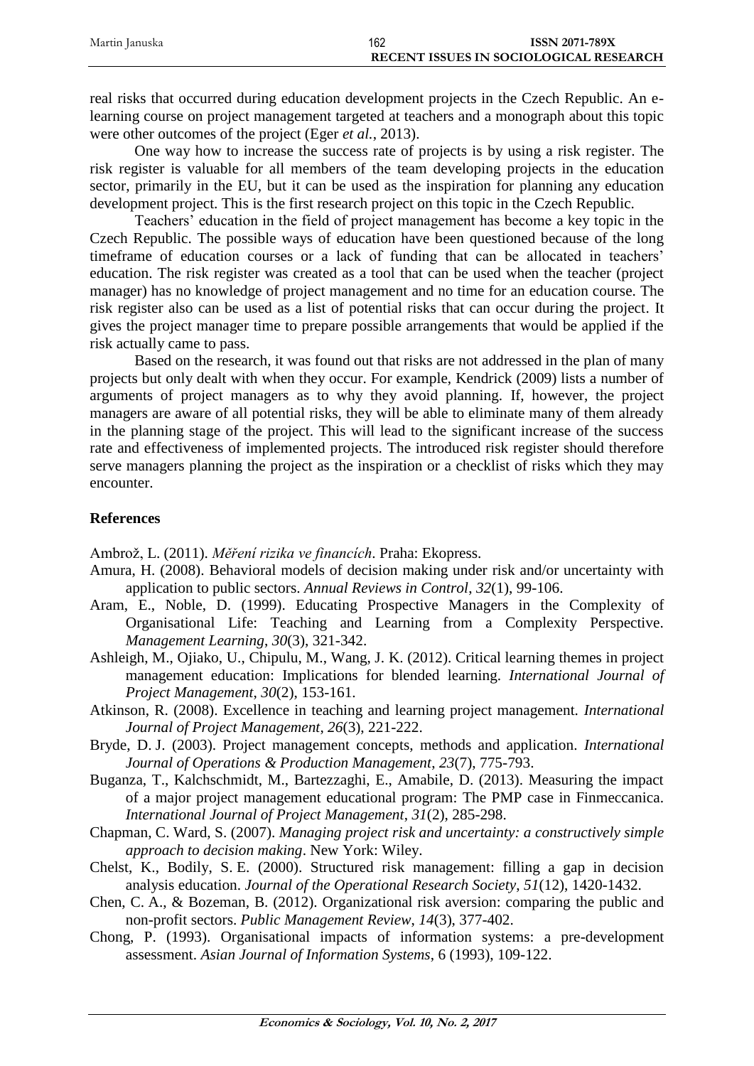real risks that occurred during education development projects in the Czech Republic. An e-learning course on project management targeted at teachers and a monograph about this topic were other outcomes of the project (Eger *et al.*, 2013).

One way how to increase the success rate of projects is by using a risk register. The risk register is valuable for all members of the team developing projects in the education sector, primarily in the EU, but it can be used as the inspiration for planning any education development project. This is the first research project on this topic in the Czech Republic.

Teachers' education in the field of project management has become a key topic in the Czech Republic. The possible ways of education have been questioned because of the long timeframe of education courses or a lack of funding that can be allocated in teachers' education. The risk register was created as a tool that can be used when the teacher (project manager) has no knowledge of project management and no time for an education course. The risk register also can be used as a list of potential risks that can occur during the project. It gives the project manager time to prepare possible arrangements that would be applied if the risk actually came to pass.

Based on the research, it was found out that risks are not addressed in the plan of many projects but only dealt with when they occur. For example, Kendrick (2009) lists a number of arguments of project managers as to why they avoid planning. If, however, the project managers are aware of all potential risks, they will be able to eliminate many of them already in the planning stage of the project. This will lead to the significant increase of the success rate and effectiveness of implemented projects. The introduced risk register should therefore serve managers planning the project as the inspiration or a checklist of risks which they may encounter.

## References

Ambrož, L. (2011). *Měření rizika ve financích*. Praha: Ekopress.

Amura, H. (2008). Behavioral models of decision making under risk and/or uncertainty with application to public sectors. *Annual Reviews in Control*, *32*(1), 99-106.

Aram, E., Noble, D. (1999). Educating Prospective Managers in the Complexity of Organisational Life: Teaching and Learning from a Complexity Perspective. *Management Learning*, *30*(3), 321-342.

Ashleigh, M., Ojiako, U., Chipulu, M., Wang, J. K. (2012). Critical learning themes in project management education: Implications for blended learning. *International Journal of Project Management*, *30*(2), 153-161.

Atkinson, R. (2008). Excellence in teaching and learning project management. *International Journal of Project Management*, *26*(3), 221-222.

Bryde, D. J. (2003). Project management concepts, methods and application. *International Journal of Operations & Production Management*, *23*(7), 775-793.

Buganza, T., Kalchschmidt, M., Bartezzaghi, E., Amabile, D. (2013). Measuring the impact of a major project management educational program: The PMP case in Finmeccanica. *International Journal of Project Management*, *31*(2), 285-298.

Chapman, C. Ward, S. (2007). *Managing project risk and uncertainty: a constructively simple approach to decision making*. New York: Wiley.

Chelst, K., Bodily, S. E. (2000). Structured risk management: filling a gap in decision analysis education. *Journal of the Operational Research Society*, *51*(12), 1420-1432.

Chen, C. A., & Bozeman, B. (2012). Organizational risk aversion: comparing the public and non-profit sectors. *Public Management Review*, *14*(3), 377-402.

Chong, P. (1993). Organisational impacts of information systems: a pre-development assessment. *Asian Journal of Information Systems*, 6 (1993), 109-122.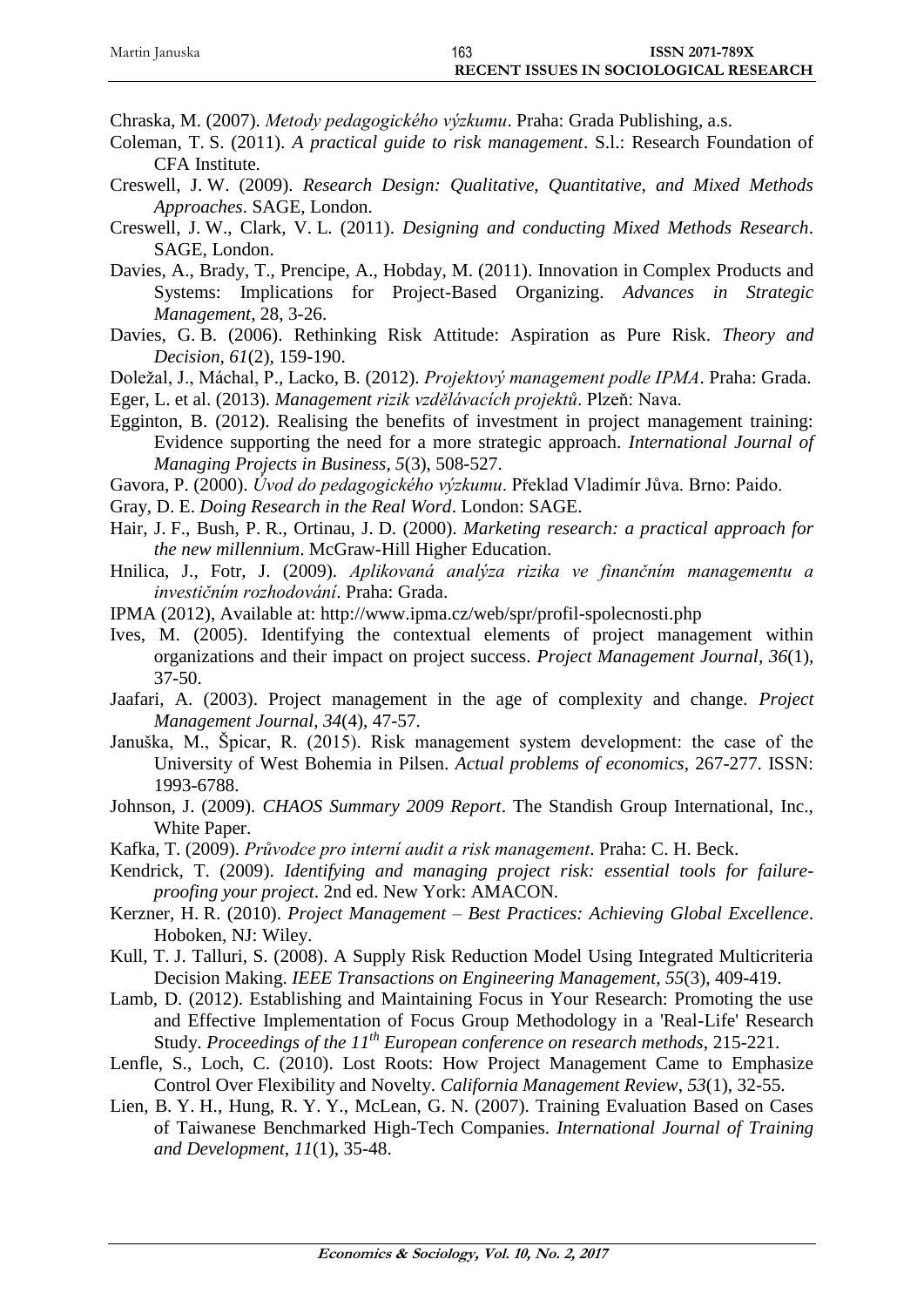Chraska, M. (2007). *Metody pedagogického výzkumu*. Praha: Grada Publishing, a.s.

Coleman, T. S. (2011). *A practical guide to risk management*. S.l.: Research Foundation of CFA Institute.

Creswell, J. W. (2009). *Research Design: Qualitative, Quantitative, and Mixed Methods Approaches*. SAGE, London.

Creswell, J. W., Clark, V. L. (2011). *Designing and conducting Mixed Methods Research*. SAGE, London.

Davies, A., Brady, T., Prencipe, A., Hobday, M. (2011). Innovation in Complex Products and Systems: Implications for Project-Based Organizing. *Advances in Strategic Management*, 28, 3-26.

Davies, G. B. (2006). Rethinking Risk Attitude: Aspiration as Pure Risk. *Theory and Decision*, *61*(2), 159-190.

Doležal, J., Máchal, P., Lacko, B. (2012). *Projektový management podle IPMA*. Praha: Grada.

Eger, L. et al. (2013). *Management rizik vzdělávacích projektů*. Plzeň: Nava.

Egginton, B. (2012). Realising the benefits of investment in project management training: Evidence supporting the need for a more strategic approach. *International Journal of Managing Projects in Business*, *5*(3), 508-527.

Gavora, P. (2000). *Úvod do pedagogického výzkumu*. Překlad Vladimír Jůva. Brno: Paido.

Gray, D. E. *Doing Research in the Real Word*. London: SAGE.

Hair, J. F., Bush, P. R., Ortinau, J. D. (2000). *Marketing research: a practical approach for the new millennium*. McGraw-Hill Higher Education.

Hnilica, J., Fotr, J. (2009). *Aplikovaná analýza rizika ve finančním managementu a investičním rozhodování*. Praha: Grada.

IPMA (2012), Available at: http://www.ipma.cz/web/spr/profil-spolecnosti.php

Ives, M. (2005). Identifying the contextual elements of project management within organizations and their impact on project success. *Project Management Journal*, *36*(1), 37-50.

Jaafari, A. (2003). Project management in the age of complexity and change. *Project Management Journal*, *34*(4), 47-57.

Januška, M., Špicar, R. (2015). Risk management system development: the case of the University of West Bohemia in Pilsen. *Actual problems of economics*, 267-277. ISSN: 1993-6788.

Johnson, J. (2009). *CHAOS Summary 2009 Report*. The Standish Group International, Inc., White Paper.

Kafka, T. (2009). *Průvodce pro interní audit a risk management*. Praha: C. H. Beck.

Kendrick, T. (2009). *Identifying and managing project risk: essential tools for failure-proofing your project*. 2nd ed. New York: AMACON.

Kerzner, H. R. (2010). *Project Management – Best Practices: Achieving Global Excellence*. Hoboken, NJ: Wiley.

Kull, T. J. Talluri, S. (2008). A Supply Risk Reduction Model Using Integrated Multicriteria Decision Making. *IEEE Transactions on Engineering Management*, *55*(3), 409-419.

Lamb, D. (2012). Establishing and Maintaining Focus in Your Research: Promoting the use and Effective Implementation of Focus Group Methodology in a 'Real-Life' Research Study. *Proceedings of the 11th European conference on research methods*, 215-221.

Lenfle, S., Loch, C. (2010). Lost Roots: How Project Management Came to Emphasize Control Over Flexibility and Novelty. *California Management Review*, *53*(1), 32-55.

Lien, B. Y. H., Hung, R. Y. Y., McLean, G. N. (2007). Training Evaluation Based on Cases of Taiwanese Benchmarked High-Tech Companies. *International Journal of Training and Development*, *11*(1), 35-48.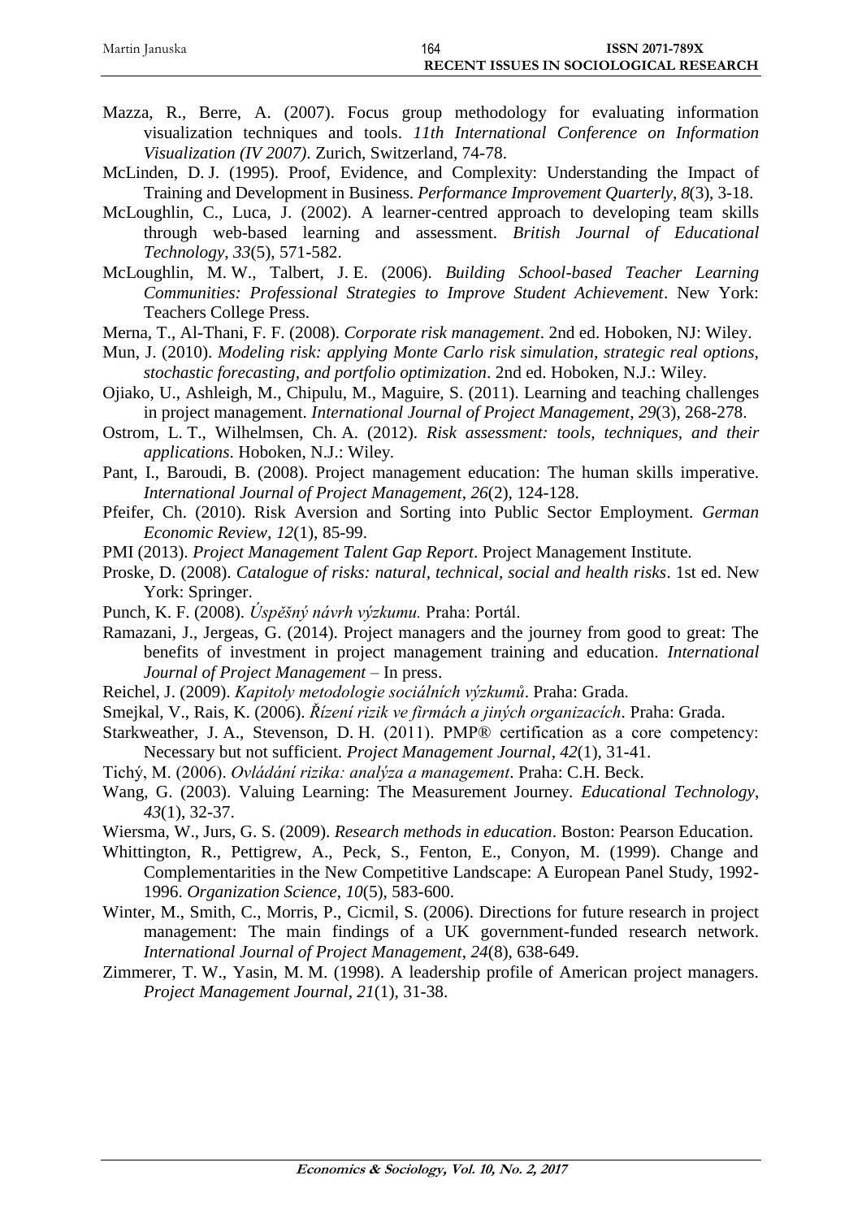Mazza, R., Berre, A. (2007). Focus group methodology for evaluating information visualization techniques and tools. *11th International Conference on Information Visualization (IV 2007)*. Zurich, Switzerland, 74-78.

McLinden, D. J. (1995). Proof, Evidence, and Complexity: Understanding the Impact of Training and Development in Business. *Performance Improvement Quarterly*, *8*(3), 3-18.

McLoughlin, C., Luca, J. (2002). A learner-centred approach to developing team skills through web-based learning and assessment. *British Journal of Educational Technology*, *33*(5), 571-582.

McLoughlin, M. W., Talbert, J. E. (2006). *Building School-based Teacher Learning Communities: Professional Strategies to Improve Student Achievement*. New York: Teachers College Press.

Merna, T., Al-Thani, F. F. (2008). *Corporate risk management*. 2nd ed. Hoboken, NJ: Wiley.

Mun, J. (2010). *Modeling risk: applying Monte Carlo risk simulation, strategic real options, stochastic forecasting, and portfolio optimization*. 2nd ed. Hoboken, N.J.: Wiley.

Ojiako, U., Ashleigh, M., Chipulu, M., Maguire, S. (2011). Learning and teaching challenges in project management. *International Journal of Project Management*, *29*(3), 268-278.

Ostrom, L. T., Wilhelmsen, Ch. A. (2012). *Risk assessment: tools, techniques, and their applications*. Hoboken, N.J.: Wiley.

Pant, I., Baroudi, B. (2008). Project management education: The human skills imperative. *International Journal of Project Management*, *26*(2), 124-128.

Pfeifer, Ch. (2010). Risk Aversion and Sorting into Public Sector Employment. *German Economic Review*, *12*(1), 85-99.

PMI (2013). *Project Management Talent Gap Report*. Project Management Institute.

Proske, D. (2008). *Catalogue of risks: natural, technical, social and health risks*. 1st ed. New York: Springer.

Punch, K. F. (2008). *Úspěšný návrh výzkumu.* Praha: Portál.

Ramazani, J., Jergeas, G. (2014). Project managers and the journey from good to great: The benefits of investment in project management training and education. *International Journal of Project Management* – In press.

Reichel, J. (2009). *Kapitoly metodologie sociálních výzkumů*. Praha: Grada.

Smejkal, V., Rais, K. (2006). *Řízení rizik ve firmách a jiných organizacích*. Praha: Grada.

Starkweather, J. A., Stevenson, D. H. (2011). PMP® certification as a core competency: Necessary but not sufficient. *Project Management Journal*, *42*(1), 31-41.

Tichý, M. (2006). *Ovládání rizika: analýza a management*. Praha: C.H. Beck.

Wang, G. (2003). Valuing Learning: The Measurement Journey. *Educational Technology*, *43*(1), 32-37.

Wiersma, W., Jurs, G. S. (2009). *Research methods in education*. Boston: Pearson Education.

Whittington, R., Pettigrew, A., Peck, S., Fenton, E., Conyon, M. (1999). Change and Complementarities in the New Competitive Landscape: A European Panel Study, 1992-1996. *Organization Science*, *10*(5), 583-600.

Winter, M., Smith, C., Morris, P., Cicmil, S. (2006). Directions for future research in project management: The main findings of a UK government-funded research network. *International Journal of Project Management*, *24*(8), 638-649.

Zimmerer, T. W., Yasin, M. M. (1998). A leadership profile of American project managers. *Project Management Journal*, *21*(1), 31-38.